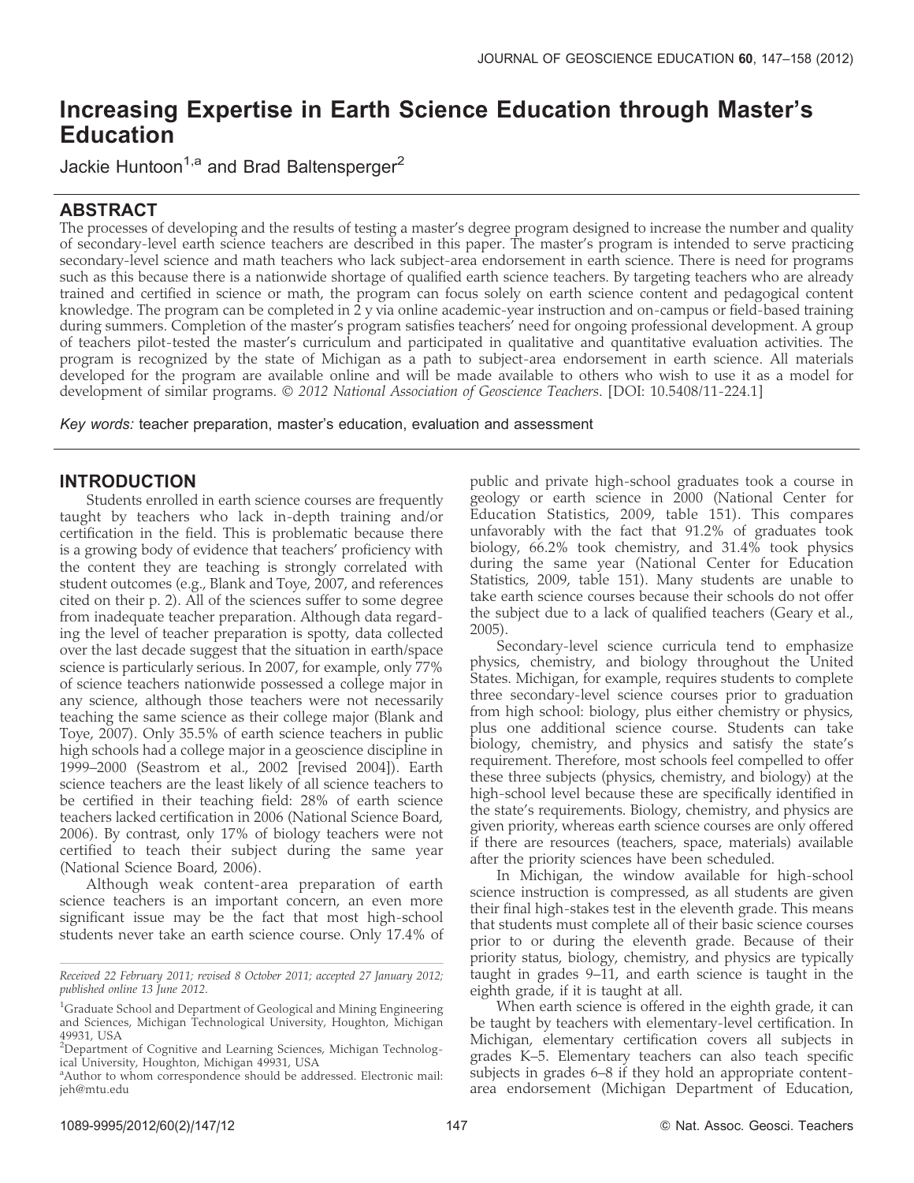# Increasing Expertise in Earth Science Education through Master's Education

Jackie Huntoon[1,a] and Brad Baltensperger[2]

## ABSTRACT

The processes of developing and the results of testing a master's degree program designed to increase the number and quality of secondary-level earth science teachers are described in this paper. The master's program is intended to serve practicing secondary-level science and math teachers who lack subject-area endorsement in earth science. There is need for programs such as this because there is a nationwide shortage of qualified earth science teachers. By targeting teachers who are already trained and certified in science or math, the program can focus solely on earth science content and pedagogical content knowledge. The program can be completed in 2 y via online academic-year instruction and on-campus or field-based training during summers. Completion of the master's program satisfies teachers' need for ongoing professional development. A group of teachers pilot-tested the master's curriculum and participated in qualitative and quantitative evaluation activities. The program is recognized by the state of Michigan as a path to subject-area endorsement in earth science. All materials developed for the program are available online and will be made available to others who wish to use it as a model for development of similar programs. © *2012 National Association of Geoscience Teachers*. [DOI: 10.5408/11-224.1]

*Key words:* teacher preparation, master's education, evaluation and assessment

## INTRODUCTION

Students enrolled in earth science courses are frequently taught by teachers who lack in-depth training and/or certification in the field. This is problematic because there is a growing body of evidence that teachers' proficiency with the content they are teaching is strongly correlated with student outcomes (e.g., Blank and Toye, 2007, and references cited on their p. 2). All of the sciences suffer to some degree from inadequate teacher preparation. Although data regarding the level of teacher preparation is spotty, data collected over the last decade suggest that the situation in earth/space science is particularly serious. In 2007, for example, only 77% of science teachers nationwide possessed a college major in any science, although those teachers were not necessarily teaching the same science as their college major (Blank and Toye, 2007). Only 35.5% of earth science teachers in public high schools had a college major in a geoscience discipline in 1999–2000 (Seastrom et al., 2002 [revised 2004]). Earth science teachers are the least likely of all science teachers to be certified in their teaching field: 28% of earth science teachers lacked certification in 2006 (National Science Board, 2006). By contrast, only 17% of biology teachers were not certified to teach their subject during the same year (National Science Board, 2006).

Although weak content-area preparation of earth science teachers is an important concern, an even more significant issue may be the fact that most high-school students never take an earth science course. Only 17.4% of public and private high-school graduates took a course in geology or earth science in 2000 (National Center for Education Statistics, 2009, table 151). This compares unfavorably with the fact that 91.2% of graduates took biology, 66.2% took chemistry, and 31.4% took physics during the same year (National Center for Education Statistics, 2009, table 151). Many students are unable to take earth science courses because their schools do not offer the subject due to a lack of qualified teachers (Geary et al., 2005).

Secondary-level science curricula tend to emphasize physics, chemistry, and biology throughout the United States. Michigan, for example, requires students to complete three secondary-level science courses prior to graduation from high school: biology, plus either chemistry or physics, plus one additional science course. Students can take biology, chemistry, and physics and satisfy the state's requirement. Therefore, most schools feel compelled to offer these three subjects (physics, chemistry, and biology) at the high-school level because these are specifically identified in the state's requirements. Biology, chemistry, and physics are given priority, whereas earth science courses are only offered if there are resources (teachers, space, materials) available after the priority sciences have been scheduled.

In Michigan, the window available for high-school science instruction is compressed, as all students are given their final high-stakes test in the eleventh grade. This means that students must complete all of their basic science courses prior to or during the eleventh grade. Because of their priority status, biology, chemistry, and physics are typically taught in grades 9–11, and earth science is taught in the eighth grade, if it is taught at all.

When earth science is offered in the eighth grade, it can be taught by teachers with elementary-level certification. In Michigan, elementary certification covers all subjects in grades K–5. Elementary teachers can also teach specific subjects in grades 6–8 if they hold an appropriate content-area endorsement (Michigan Department of Education,

*Received 22 February 2011; revised 8 October 2011; accepted 27 January 2012; published online 13 June 2012.*

[1]Graduate School and Department of Geological and Mining Engineering and Sciences, Michigan Technological University, Houghton, Michigan 49931, USA

[2]Department of Cognitive and Learning Sciences, Michigan Technological University, Houghton, Michigan 49931, USA

[a]Author to whom correspondence should be addressed. Electronic mail: jeh@mtu.edu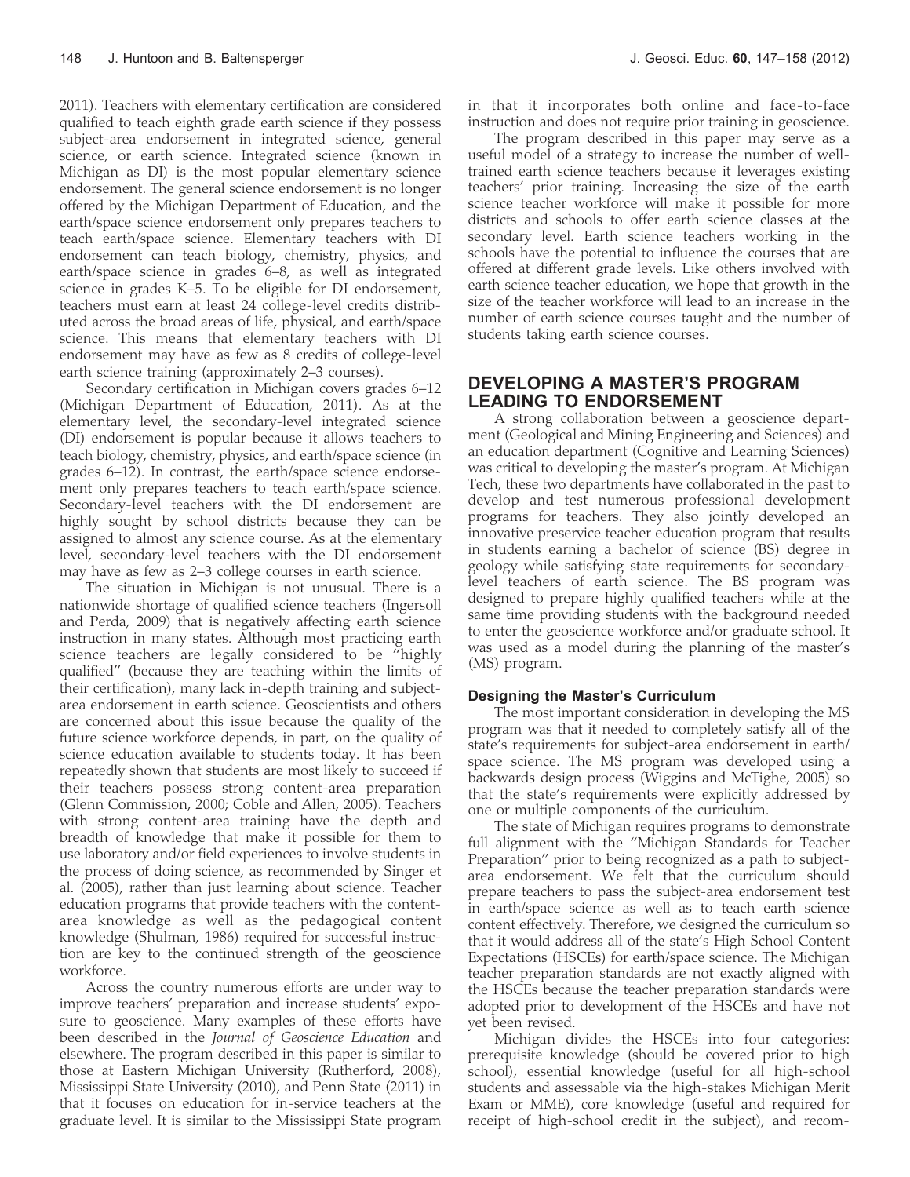2011). Teachers with elementary certification are considered qualified to teach eighth grade earth science if they possess subject-area endorsement in integrated science, general science, or earth science. Integrated science (known in Michigan as DI) is the most popular elementary science endorsement. The general science endorsement is no longer offered by the Michigan Department of Education, and the earth/space science endorsement only prepares teachers to teach earth/space science. Elementary teachers with DI endorsement can teach biology, chemistry, physics, and earth/space science in grades 6–8, as well as integrated science in grades K–5. To be eligible for DI endorsement, teachers must earn at least 24 college-level credits distributed across the broad areas of life, physical, and earth/space science. This means that elementary teachers with DI endorsement may have as few as 8 credits of college-level earth science training (approximately 2–3 courses).

Secondary certification in Michigan covers grades 6–12 (Michigan Department of Education, 2011). As at the elementary level, the secondary-level integrated science (DI) endorsement is popular because it allows teachers to teach biology, chemistry, physics, and earth/space science (in grades 6–12). In contrast, the earth/space science endorsement only prepares teachers to teach earth/space science. Secondary-level teachers with the DI endorsement are highly sought by school districts because they can be assigned to almost any science course. As at the elementary level, secondary-level teachers with the DI endorsement may have as few as 2–3 college courses in earth science.

The situation in Michigan is not unusual. There is a nationwide shortage of qualified science teachers (Ingersoll and Perda, 2009) that is negatively affecting earth science instruction in many states. Although most practicing earth science teachers are legally considered to be "highly qualified" (because they are teaching within the limits of their certification), many lack in-depth training and subject-area endorsement in earth science. Geoscientists and others are concerned about this issue because the quality of the future science workforce depends, in part, on the quality of science education available to students today. It has been repeatedly shown that students are most likely to succeed if their teachers possess strong content-area preparation (Glenn Commission, 2000; Coble and Allen, 2005). Teachers with strong content-area training have the depth and breadth of knowledge that make it possible for them to use laboratory and/or field experiences to involve students in the process of doing science, as recommended by Singer et al. (2005), rather than just learning about science. Teacher education programs that provide teachers with the content-area knowledge as well as the pedagogical content knowledge (Shulman, 1986) required for successful instruction are key to the continued strength of the geoscience workforce.

Across the country numerous efforts are under way to improve teachers' preparation and increase students' exposure to geoscience. Many examples of these efforts have been described in the *Journal of Geoscience Education* and elsewhere. The program described in this paper is similar to those at Eastern Michigan University (Rutherford, 2008), Mississippi State University (2010), and Penn State (2011) in that it focuses on education for in-service teachers at the graduate level. It is similar to the Mississippi State program in that it incorporates both online and face-to-face instruction and does not require prior training in geoscience.

The program described in this paper may serve as a useful model of a strategy to increase the number of well-trained earth science teachers because it leverages existing teachers' prior training. Increasing the size of the earth science teacher workforce will make it possible for more districts and schools to offer earth science classes at the secondary level. Earth science teachers working in the schools have the potential to influence the courses that are offered at different grade levels. Like others involved with earth science teacher education, we hope that growth in the size of the teacher workforce will lead to an increase in the number of earth science courses taught and the number of students taking earth science courses.

## DEVELOPING A MASTER'S PROGRAM LEADING TO ENDORSEMENT

A strong collaboration between a geoscience department (Geological and Mining Engineering and Sciences) and an education department (Cognitive and Learning Sciences) was critical to developing the master's program. At Michigan Tech, these two departments have collaborated in the past to develop and test numerous professional development programs for teachers. They also jointly developed an innovative preservice teacher education program that results in students earning a bachelor of science (BS) degree in geology while satisfying state requirements for secondary-level teachers of earth science. The BS program was designed to prepare highly qualified teachers while at the same time providing students with the background needed to enter the geoscience workforce and/or graduate school. It was used as a model during the planning of the master's (MS) program.

### Designing the Master's Curriculum

The most important consideration in developing the MS program was that it needed to completely satisfy all of the state's requirements for subject-area endorsement in earth/space science. The MS program was developed using a backwards design process (Wiggins and McTighe, 2005) so that the state's requirements were explicitly addressed by one or multiple components of the curriculum.

The state of Michigan requires programs to demonstrate full alignment with the "Michigan Standards for Teacher Preparation" prior to being recognized as a path to subject-area endorsement. We felt that the curriculum should prepare teachers to pass the subject-area endorsement test in earth/space science as well as to teach earth science content effectively. Therefore, we designed the curriculum so that it would address all of the state's High School Content Expectations (HSCEs) for earth/space science. The Michigan teacher preparation standards are not exactly aligned with the HSCEs because the teacher preparation standards were adopted prior to development of the HSCEs and have not yet been revised.

Michigan divides the HSCEs into four categories: prerequisite knowledge (should be covered prior to high school), essential knowledge (useful for all high-school students and assessable via the high-stakes Michigan Merit Exam or MME), core knowledge (useful and required for receipt of high-school credit in the subject), and recom-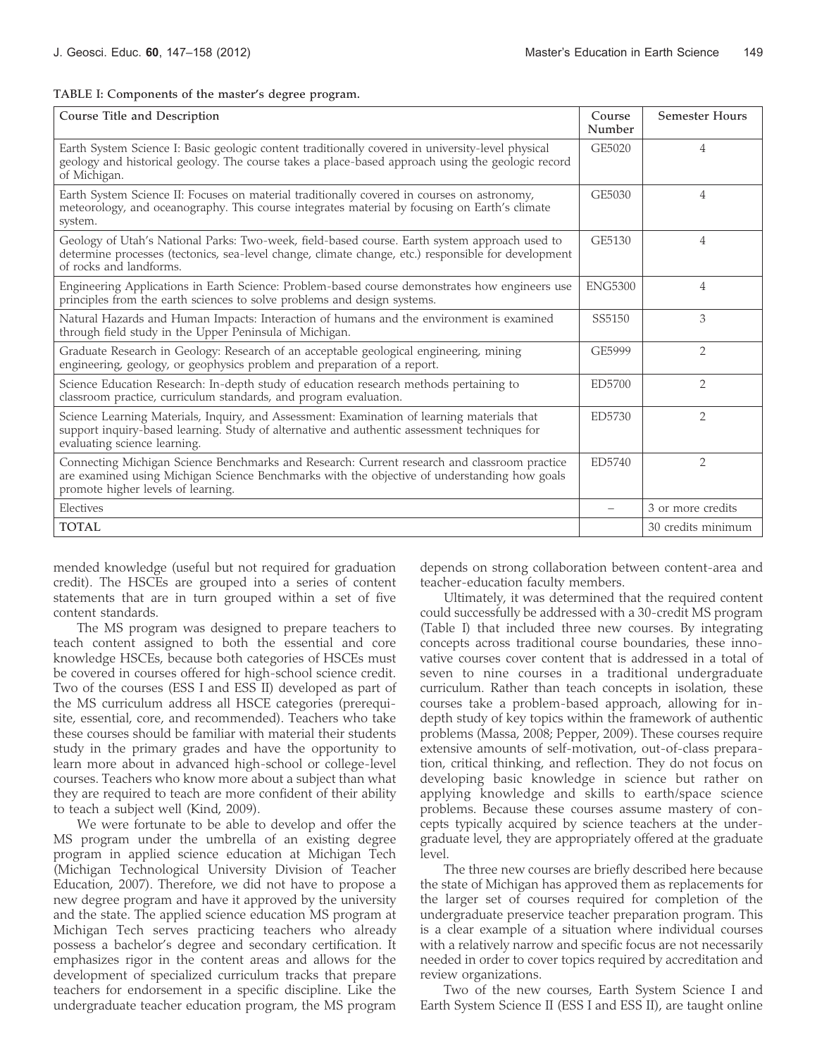**TABLE I: Components of the master's degree program.**

| Course Title and Description | Course Number | Semester Hours |
| --- | --- | --- |
| Earth System Science I: Basic geologic content traditionally covered in university-level physical geology and historical geology. The course takes a place-based approach using the geologic record of Michigan. | GE5020 | 4 |
| Earth System Science II: Focuses on material traditionally covered in courses on astronomy, meteorology, and oceanography. This course integrates material by focusing on Earth's climate system. | GE5030 | 4 |
| Geology of Utah's National Parks: Two-week, field-based course. Earth system approach used to determine processes (tectonics, sea-level change, climate change, etc.) responsible for development of rocks and landforms. | GE5130 | 4 |
| Engineering Applications in Earth Science: Problem-based course demonstrates how engineers use principles from the earth sciences to solve problems and design systems. | ENG5300 | 4 |
| Natural Hazards and Human Impacts: Interaction of humans and the environment is examined through field study in the Upper Peninsula of Michigan. | SS5150 | 3 |
| Graduate Research in Geology: Research of an acceptable geological engineering, mining engineering, geology, or geophysics problem and preparation of a report. | GE5999 | 2 |
| Science Education Research: In-depth study of education research methods pertaining to classroom practice, curriculum standards, and program evaluation. | ED5700 | 2 |
| Science Learning Materials, Inquiry, and Assessment: Examination of learning materials that support inquiry-based learning. Study of alternative and authentic assessment techniques for evaluating science learning. | ED5730 | 2 |
| Connecting Michigan Science Benchmarks and Research: Current research and classroom practice are examined using Michigan Science Benchmarks with the objective of understanding how goals promote higher levels of learning. | ED5740 | 2 |
| Electives | – | 3 or more credits |
| TOTAL | | 30 credits minimum |

mended knowledge (useful but not required for graduation credit). The HSCEs are grouped into a series of content statements that are in turn grouped within a set of five content standards.

The MS program was designed to prepare teachers to teach content assigned to both the essential and core knowledge HSCEs, because both categories of HSCEs must be covered in courses offered for high-school science credit. Two of the courses (ESS I and ESS II) developed as part of the MS curriculum address all HSCE categories (prerequisite, essential, core, and recommended). Teachers who take these courses should be familiar with material their students study in the primary grades and have the opportunity to learn more about in advanced high-school or college-level courses. Teachers who know more about a subject than what they are required to teach are more confident of their ability to teach a subject well (Kind, 2009).

We were fortunate to be able to develop and offer the MS program under the umbrella of an existing degree program in applied science education at Michigan Tech (Michigan Technological University Division of Teacher Education, 2007). Therefore, we did not have to propose a new degree program and have it approved by the university and the state. The applied science education MS program at Michigan Tech serves practicing teachers who already possess a bachelor's degree and secondary certification. It emphasizes rigor in the content areas and allows for the development of specialized curriculum tracks that prepare teachers for endorsement in a specific discipline. Like the undergraduate teacher education program, the MS program depends on strong collaboration between content-area and teacher-education faculty members.

Ultimately, it was determined that the required content could successfully be addressed with a 30-credit MS program (Table I) that included three new courses. By integrating concepts across traditional course boundaries, these innovative courses cover content that is addressed in a total of seven to nine courses in a traditional undergraduate curriculum. Rather than teach concepts in isolation, these courses take a problem-based approach, allowing for in-depth study of key topics within the framework of authentic problems (Massa, 2008; Pepper, 2009). These courses require extensive amounts of self-motivation, out-of-class preparation, critical thinking, and reflection. They do not focus on developing basic knowledge in science but rather on applying knowledge and skills to earth/space science problems. Because these courses assume mastery of concepts typically acquired by science teachers at the undergraduate level, they are appropriately offered at the graduate level.

The three new courses are briefly described here because the state of Michigan has approved them as replacements for the larger set of courses required for completion of the undergraduate preservice teacher preparation program. This is a clear example of a situation where individual courses with a relatively narrow and specific focus are not necessarily needed in order to cover topics required by accreditation and review organizations.

Two of the new courses, Earth System Science I and Earth System Science II (ESS I and ESS II), are taught online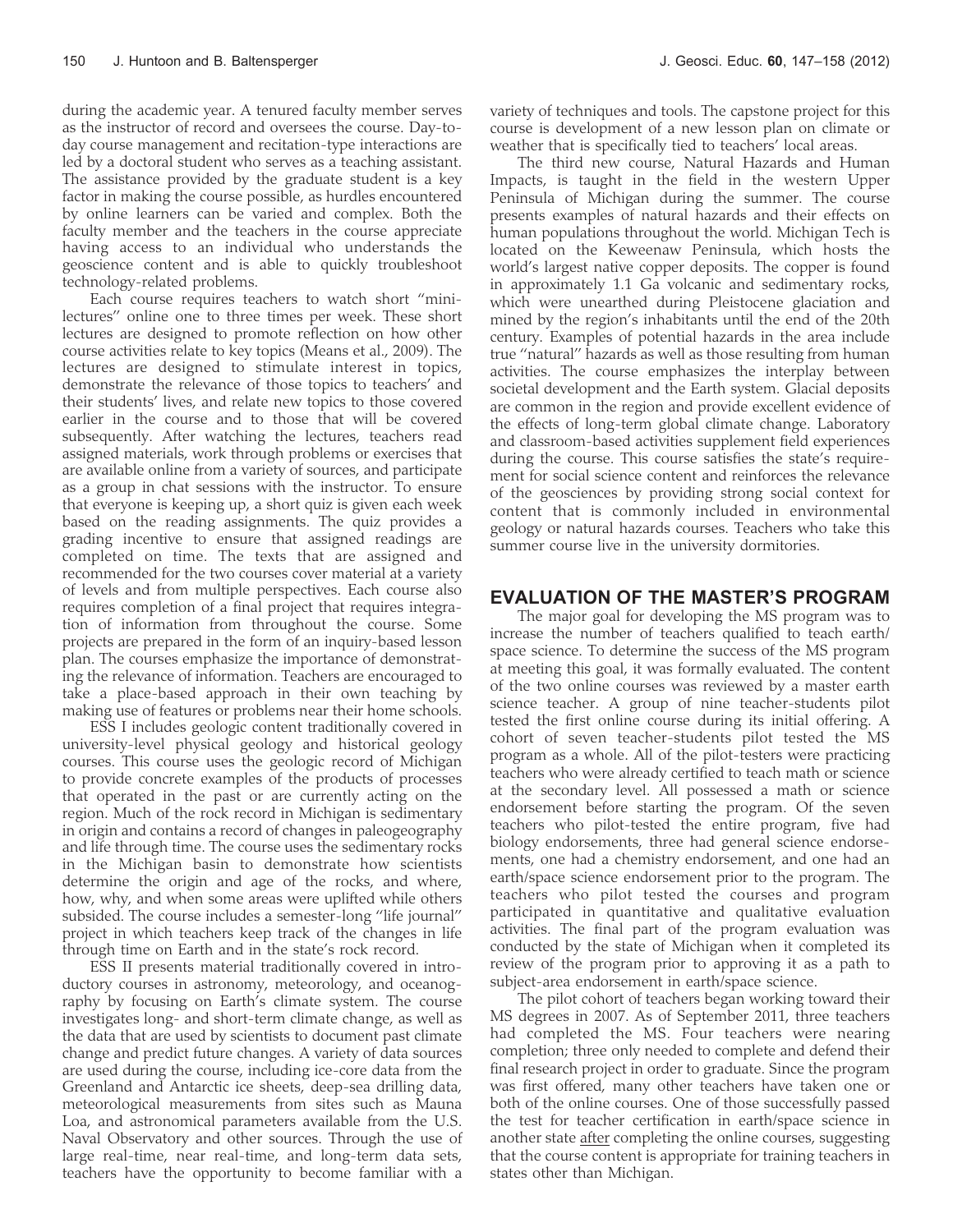during the academic year. A tenured faculty member serves as the instructor of record and oversees the course. Day-to-day course management and recitation-type interactions are led by a doctoral student who serves as a teaching assistant. The assistance provided by the graduate student is a key factor in making the course possible, as hurdles encountered by online learners can be varied and complex. Both the faculty member and the teachers in the course appreciate having access to an individual who understands the geoscience content and is able to quickly troubleshoot technology-related problems.

Each course requires teachers to watch short "mini-lectures" online one to three times per week. These short lectures are designed to promote reflection on how other course activities relate to key topics (Means et al., 2009). The lectures are designed to stimulate interest in topics, demonstrate the relevance of those topics to teachers' and their students' lives, and relate new topics to those covered earlier in the course and to those that will be covered subsequently. After watching the lectures, teachers read assigned materials, work through problems or exercises that are available online from a variety of sources, and participate as a group in chat sessions with the instructor. To ensure that everyone is keeping up, a short quiz is given each week based on the reading assignments. The quiz provides a grading incentive to ensure that assigned readings are completed on time. The texts that are assigned and recommended for the two courses cover material at a variety of levels and from multiple perspectives. Each course also requires completion of a final project that requires integration of information from throughout the course. Some projects are prepared in the form of an inquiry-based lesson plan. The courses emphasize the importance of demonstrating the relevance of information. Teachers are encouraged to take a place-based approach in their own teaching by making use of features or problems near their home schools.

ESS I includes geologic content traditionally covered in university-level physical geology and historical geology courses. This course uses the geologic record of Michigan to provide concrete examples of the products of processes that operated in the past or are currently acting on the region. Much of the rock record in Michigan is sedimentary in origin and contains a record of changes in paleogeography and life through time. The course uses the sedimentary rocks in the Michigan basin to demonstrate how scientists determine the origin and age of the rocks, and where, how, why, and when some areas were uplifted while others subsided. The course includes a semester-long "life journal" project in which teachers keep track of the changes in life through time on Earth and in the state's rock record.

ESS II presents material traditionally covered in introductory courses in astronomy, meteorology, and oceanography by focusing on Earth's climate system. The course investigates long- and short-term climate change, as well as the data that are used by scientists to document past climate change and predict future changes. A variety of data sources are used during the course, including ice-core data from the Greenland and Antarctic ice sheets, deep-sea drilling data, meteorological measurements from sites such as Mauna Loa, and astronomical parameters available from the U.S. Naval Observatory and other sources. Through the use of large real-time, near real-time, and long-term data sets, teachers have the opportunity to become familiar with a variety of techniques and tools. The capstone project for this course is development of a new lesson plan on climate or weather that is specifically tied to teachers' local areas.

The third new course, Natural Hazards and Human Impacts, is taught in the field in the western Upper Peninsula of Michigan during the summer. The course presents examples of natural hazards and their effects on human populations throughout the world. Michigan Tech is located on the Keweenaw Peninsula, which hosts the world's largest native copper deposits. The copper is found in approximately 1.1 Ga volcanic and sedimentary rocks, which were unearthed during Pleistocene glaciation and mined by the region's inhabitants until the end of the 20th century. Examples of potential hazards in the area include true "natural" hazards as well as those resulting from human activities. The course emphasizes the interplay between societal development and the Earth system. Glacial deposits are common in the region and provide excellent evidence of the effects of long-term global climate change. Laboratory and classroom-based activities supplement field experiences during the course. This course satisfies the state's requirement for social science content and reinforces the relevance of the geosciences by providing strong social context for content that is commonly included in environmental geology or natural hazards courses. Teachers who take this summer course live in the university dormitories.

## EVALUATION OF THE MASTER'S PROGRAM

The major goal for developing the MS program was to increase the number of teachers qualified to teach earth/space science. To determine the success of the MS program at meeting this goal, it was formally evaluated. The content of the two online courses was reviewed by a master earth science teacher. A group of nine teacher-students pilot tested the first online course during its initial offering. A cohort of seven teacher-students pilot tested the MS program as a whole. All of the pilot-testers were practicing teachers who were already certified to teach math or science at the secondary level. All possessed a math or science endorsement before starting the program. Of the seven teachers who pilot-tested the entire program, five had biology endorsements, three had general science endorsements, one had a chemistry endorsement, and one had an earth/space science endorsement prior to the program. The teachers who pilot tested the courses and program participated in quantitative and qualitative evaluation activities. The final part of the program evaluation was conducted by the state of Michigan when it completed its review of the program prior to approving it as a path to subject-area endorsement in earth/space science.

The pilot cohort of teachers began working toward their MS degrees in 2007. As of September 2011, three teachers had completed the MS. Four teachers were nearing completion; three only needed to complete and defend their final research project in order to graduate. Since the program was first offered, many other teachers have taken one or both of the online courses. One of those successfully passed the test for teacher certification in earth/space science in another state <u>after</u> completing the online courses, suggesting that the course content is appropriate for training teachers in states other than Michigan.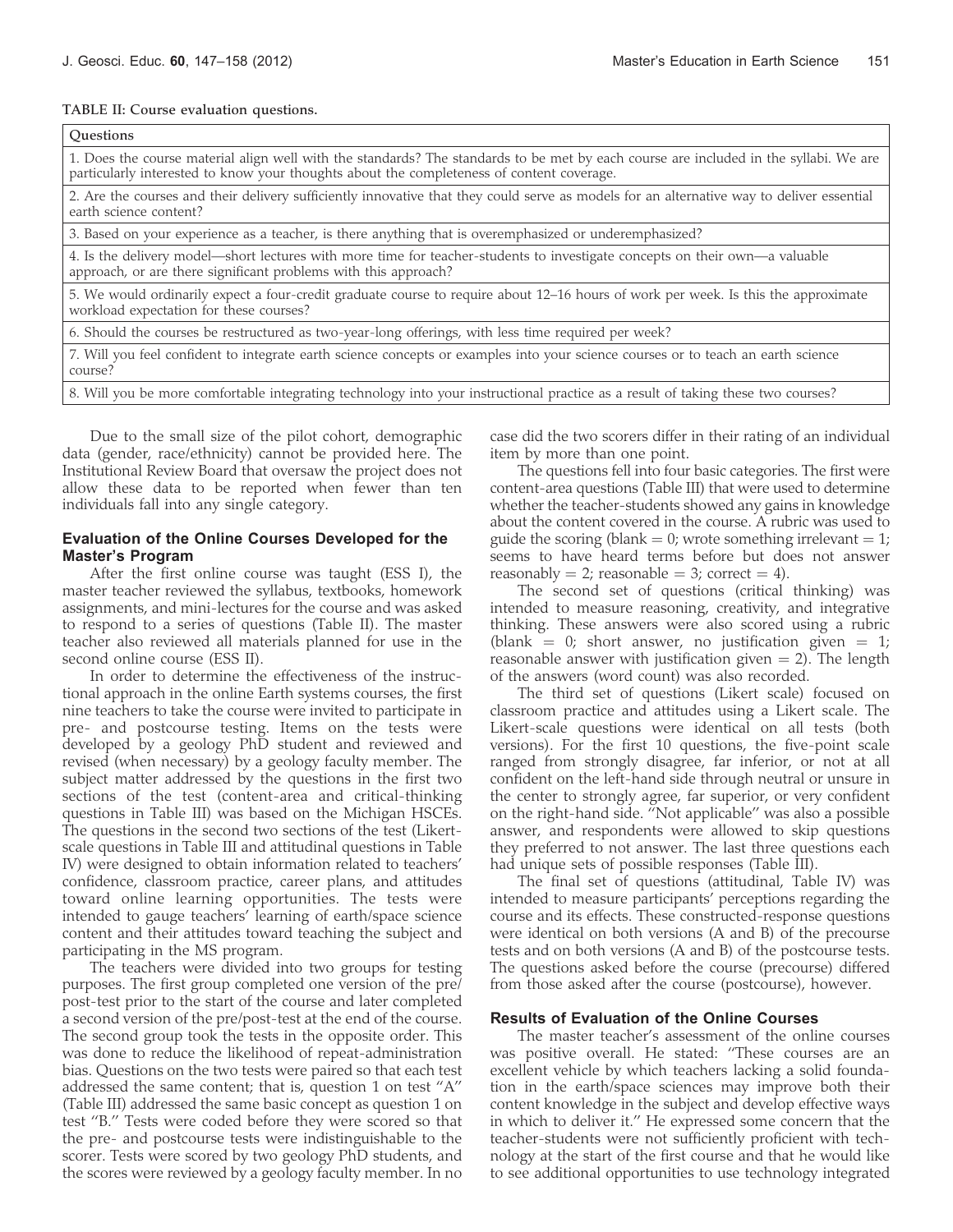TABLE II: Course evaluation questions.

| Questions |
| --- |
| 1. Does the course material align well with the standards? The standards to be met by each course are included in the syllabi. We are particularly interested to know your thoughts about the completeness of content coverage. |
| 2. Are the courses and their delivery sufficiently innovative that they could serve as models for an alternative way to deliver essential earth science content? |
| 3. Based on your experience as a teacher, is there anything that is overemphasized or underemphasized? |
| 4. Is the delivery model—short lectures with more time for teacher-students to investigate concepts on their own—a valuable approach, or are there significant problems with this approach? |
| 5. We would ordinarily expect a four-credit graduate course to require about 12–16 hours of work per week. Is this the approximate workload expectation for these courses? |
| 6. Should the courses be restructured as two-year-long offerings, with less time required per week? |
| 7. Will you feel confident to integrate earth science concepts or examples into your science courses or to teach an earth science course? |
| 8. Will you be more comfortable integrating technology into your instructional practice as a result of taking these two courses? |

Due to the small size of the pilot cohort, demographic data (gender, race/ethnicity) cannot be provided here. The Institutional Review Board that oversaw the project does not allow these data to be reported when fewer than ten individuals fall into any single category.

### Evaluation of the Online Courses Developed for the Master's Program

After the first online course was taught (ESS I), the master teacher reviewed the syllabus, textbooks, homework assignments, and mini-lectures for the course and was asked to respond to a series of questions (Table II). The master teacher also reviewed all materials planned for use in the second online course (ESS II).

In order to determine the effectiveness of the instructional approach in the online Earth systems courses, the first nine teachers to take the course were invited to participate in pre- and postcourse testing. Items on the tests were developed by a geology PhD student and reviewed and revised (when necessary) by a geology faculty member. The subject matter addressed by the questions in the first two sections of the test (content-area and critical-thinking questions in Table III) was based on the Michigan HSCEs. The questions in the second two sections of the test (Likert-scale questions in Table III and attitudinal questions in Table IV) were designed to obtain information related to teachers' confidence, classroom practice, career plans, and attitudes toward online learning opportunities. The tests were intended to gauge teachers' learning of earth/space science content and their attitudes toward teaching the subject and participating in the MS program.

The teachers were divided into two groups for testing purposes. The first group completed one version of the pre/post-test prior to the start of the course and later completed a second version of the pre/post-test at the end of the course. The second group took the tests in the opposite order. This was done to reduce the likelihood of repeat-administration bias. Questions on the two tests were paired so that each test addressed the same content; that is, question 1 on test "A" (Table III) addressed the same basic concept as question 1 on test "B." Tests were coded before they were scored so that the pre- and postcourse tests were indistinguishable to the scorer. Tests were scored by two geology PhD students, and the scores were reviewed by a geology faculty member. In no case did the two scorers differ in their rating of an individual item by more than one point.

The questions fell into four basic categories. The first were content-area questions (Table III) that were used to determine whether the teacher-students showed any gains in knowledge about the content covered in the course. A rubric was used to guide the scoring (blank = 0; wrote something irrelevant = 1; seems to have heard terms before but does not answer reasonably = 2; reasonable = 3; correct = 4).

The second set of questions (critical thinking) was intended to measure reasoning, creativity, and integrative thinking. These answers were also scored using a rubric (blank = 0; short answer, no justification given = 1; reasonable answer with justification given = 2). The length of the answers (word count) was also recorded.

The third set of questions (Likert scale) focused on classroom practice and attitudes using a Likert scale. The Likert-scale questions were identical on all tests (both versions). For the first 10 questions, the five-point scale ranged from strongly disagree, far inferior, or not at all confident on the left-hand side through neutral or unsure in the center to strongly agree, far superior, or very confident on the right-hand side. "Not applicable" was also a possible answer, and respondents were allowed to skip questions they preferred to not answer. The last three questions each had unique sets of possible responses (Table III).

The final set of questions (attitudinal, Table IV) was intended to measure participants' perceptions regarding the course and its effects. These constructed-response questions were identical on both versions (A and B) of the precourse tests and on both versions (A and B) of the postcourse tests. The questions asked before the course (precourse) differed from those asked after the course (postcourse), however.

### Results of Evaluation of the Online Courses

The master teacher's assessment of the online courses was positive overall. He stated: "These courses are an excellent vehicle by which teachers lacking a solid foundation in the earth/space sciences may improve both their content knowledge in the subject and develop effective ways in which to deliver it." He expressed some concern that the teacher-students were not sufficiently proficient with technology at the start of the first course and that he would like to see additional opportunities to use technology integrated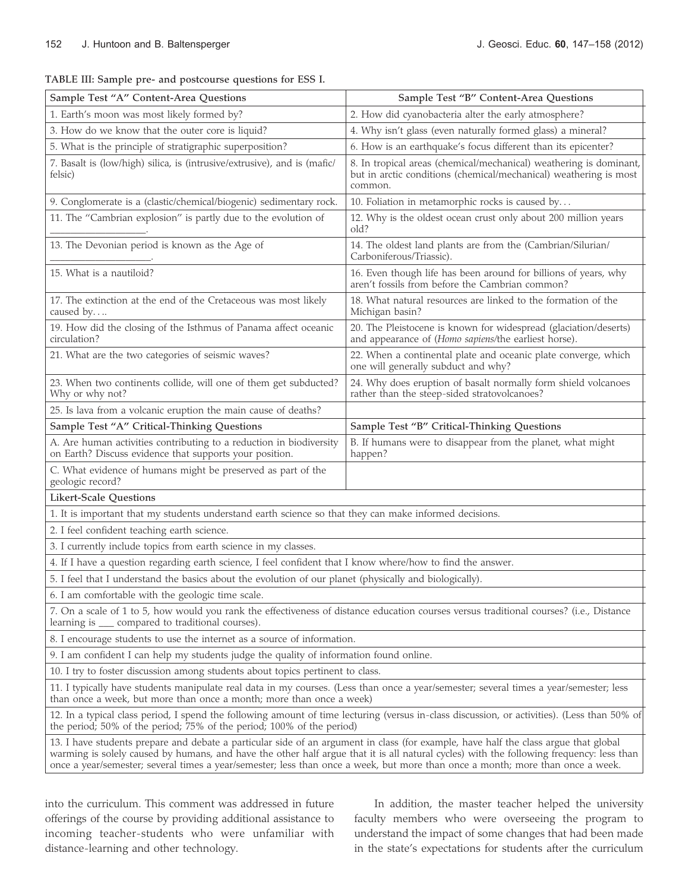TABLE III: Sample pre- and postcourse questions for ESS I.

| Sample Test "A" Content-Area Questions | Sample Test "B" Content-Area Questions |
| --- | --- |
| 1. Earth's moon was most likely formed by? | 2. How did cyanobacteria alter the early atmosphere? |
| 3. How do we know that the outer core is liquid? | 4. Why isn't glass (even naturally formed glass) a mineral? |
| 5. What is the principle of stratigraphic superposition? | 6. How is an earthquake's focus different than its epicenter? |
| 7. Basalt is (low/high) silica, is (intrusive/extrusive), and is (mafic/felsic) | 8. In tropical areas (chemical/mechanical) weathering is dominant, but in arctic conditions (chemical/mechanical) weathering is most common. |
| 9. Conglomerate is a (clastic/chemical/biogenic) sedimentary rock. | 10. Foliation in metamorphic rocks is caused by… |
| 11. The "Cambrian explosion" is partly due to the evolution of ___________________. | 12. Why is the oldest ocean crust only about 200 million years old? |
| 13. The Devonian period is known as the Age of ___________________. | 14. The oldest land plants are from the (Cambrian/Silurian/Carboniferous/Triassic). |
| 15. What is a nautiloid? | 16. Even though life has been around for billions of years, why aren't fossils from before the Cambrian common? |
| 17. The extinction at the end of the Cretaceous was most likely caused by…. | 18. What natural resources are linked to the formation of the Michigan basin? |
| 19. How did the closing of the Isthmus of Panama affect oceanic circulation? | 20. The Pleistocene is known for widespread (glaciation/deserts) and appearance of (*Homo sapiens*/the earliest horse). |
| 21. What are the two categories of seismic waves? | 22. When a continental plate and oceanic plate converge, which one will generally subduct and why? |
| 23. When two continents collide, will one of them get subducted? Why or why not? | 24. Why does eruption of basalt normally form shield volcanoes rather than the steep-sided stratovolcanoes? |
| 25. Is lava from a volcanic eruption the main cause of deaths? | |
| **Sample Test "A" Critical-Thinking Questions** | **Sample Test "B" Critical-Thinking Questions** |
| A. Are human activities contributing to a reduction in biodiversity on Earth? Discuss evidence that supports your position. | B. If humans were to disappear from the planet, what might happen? |
| C. What evidence of humans might be preserved as part of the geologic record? | |
| **Likert-Scale Questions** | |
| 1. It is important that my students understand earth science so that they can make informed decisions. | |
| 2. I feel confident teaching earth science. | |
| 3. I currently include topics from earth science in my classes. | |
| 4. If I have a question regarding earth science, I feel confident that I know where/how to find the answer. | |
| 5. I feel that I understand the basics about the evolution of our planet (physically and biologically). | |
| 6. I am comfortable with the geologic time scale. | |
| 7. On a scale of 1 to 5, how would you rank the effectiveness of distance education courses versus traditional courses? (i.e., Distance learning is ___ compared to traditional courses). | |
| 8. I encourage students to use the internet as a source of information. | |
| 9. I am confident I can help my students judge the quality of information found online. | |
| 10. I try to foster discussion among students about topics pertinent to class. | |
| 11. I typically have students manipulate real data in my courses. (Less than once a year/semester; several times a year/semester; less than once a week, but more than once a month; more than once a week) | |
| 12. In a typical class period, I spend the following amount of time lecturing (versus in-class discussion, or activities). (Less than 50% of the period; 50% of the period; 75% of the period; 100% of the period) | |
| 13. I have students prepare and debate a particular side of an argument in class (for example, have half the class argue that global warming is solely caused by humans, and have the other half argue that it is all natural cycles) with the following frequency: less than once a year/semester; several times a year/semester; less than once a week, but more than once a month; more than once a week. | |

into the curriculum. This comment was addressed in future offerings of the course by providing additional assistance to incoming teacher-students who were unfamiliar with distance-learning and other technology.

In addition, the master teacher helped the university faculty members who were overseeing the program to understand the impact of some changes that had been made in the state's expectations for students after the curriculum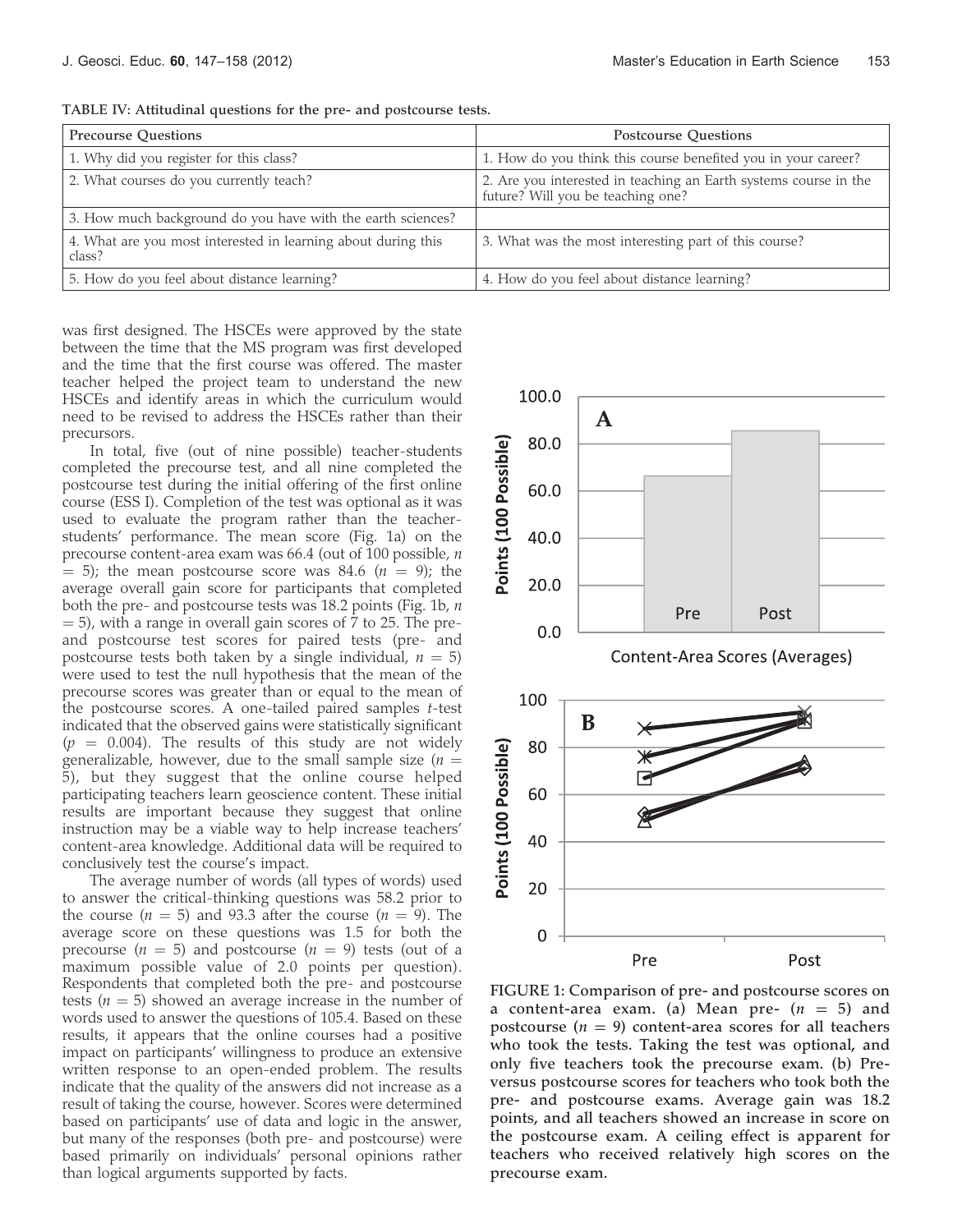TABLE IV: Attitudinal questions for the pre- and postcourse tests.

| Precourse Questions | Postcourse Questions |
| --- | --- |
| 1. Why did you register for this class? | 1. How do you think this course benefited you in your career? |
| 2. What courses do you currently teach? | 2. Are you interested in teaching an Earth systems course in the future? Will you be teaching one? |
| 3. How much background do you have with the earth sciences? | |
| 4. What are you most interested in learning about during this class? | 3. What was the most interesting part of this course? |
| 5. How do you feel about distance learning? | 4. How do you feel about distance learning? |

was first designed. The HSCEs were approved by the state between the time that the MS program was first developed and the time that the first course was offered. The master teacher helped the project team to understand the new HSCEs and identify areas in which the curriculum would need to be revised to address the HSCEs rather than their precursors.

In total, five (out of nine possible) teacher-students completed the precourse test, and all nine completed the postcourse test during the initial offering of the first online course (ESS I). Completion of the test was optional as it was used to evaluate the program rather than the teacher-students' performance. The mean score (Fig. 1a) on the precourse content-area exam was 66.4 (out of 100 possible, $n = 5$); the mean postcourse score was 84.6 ($n = 9$); the average overall gain score for participants that completed both the pre- and postcourse tests was 18.2 points (Fig. 1b, $n = 5$), with a range in overall gain scores of 7 to 25. The pre- and postcourse test scores for paired tests (pre- and postcourse tests both taken by a single individual, $n = 5$) were used to test the null hypothesis that the mean of the precourse scores was greater than or equal to the mean of the postcourse scores. A one-tailed paired samples $t$-test indicated that the observed gains were statistically significant ($p = 0.004$). The results of this study are not widely generalizable, however, due to the small sample size ($n = 5$), but they suggest that the online course helped participating teachers learn geoscience content. These initial results are important because they suggest that online instruction may be a viable way to help increase teachers' content-area knowledge. Additional data will be required to conclusively test the course's impact.

The average number of words (all types of words) used to answer the critical-thinking questions was 58.2 prior to the course ($n = 5$) and 93.3 after the course ($n = 9$). The average score on these questions was 1.5 for both the precourse ($n = 5$) and postcourse ($n = 9$) tests (out of a maximum possible value of 2.0 points per question). Respondents that completed both the pre- and postcourse tests ($n = 5$) showed an average increase in the number of words used to answer the questions of 105.4. Based on these results, it appears that the online courses had a positive impact on participants' willingness to produce an extensive written response to an open-ended problem. The results indicate that the quality of the answers did not increase as a result of taking the course, however. Scores were determined based on participants' use of data and logic in the answer, but many of the responses (both pre- and postcourse) were based primarily on individuals' personal opinions rather than logical arguments supported by facts.

FIGURE 1: Comparison of pre- and postcourse scores on a content-area exam. (a) Mean pre- ($n = 5$) and postcourse ($n = 9$) content-area scores for all teachers who took the tests. Taking the test was optional, and only five teachers took the precourse exam. (b) Pre- versus postcourse scores for teachers who took both the pre- and postcourse exams. Average gain was 18.2 points, and all teachers showed an increase in score on the postcourse exam. A ceiling effect is apparent for teachers who received relatively high scores on the precourse exam.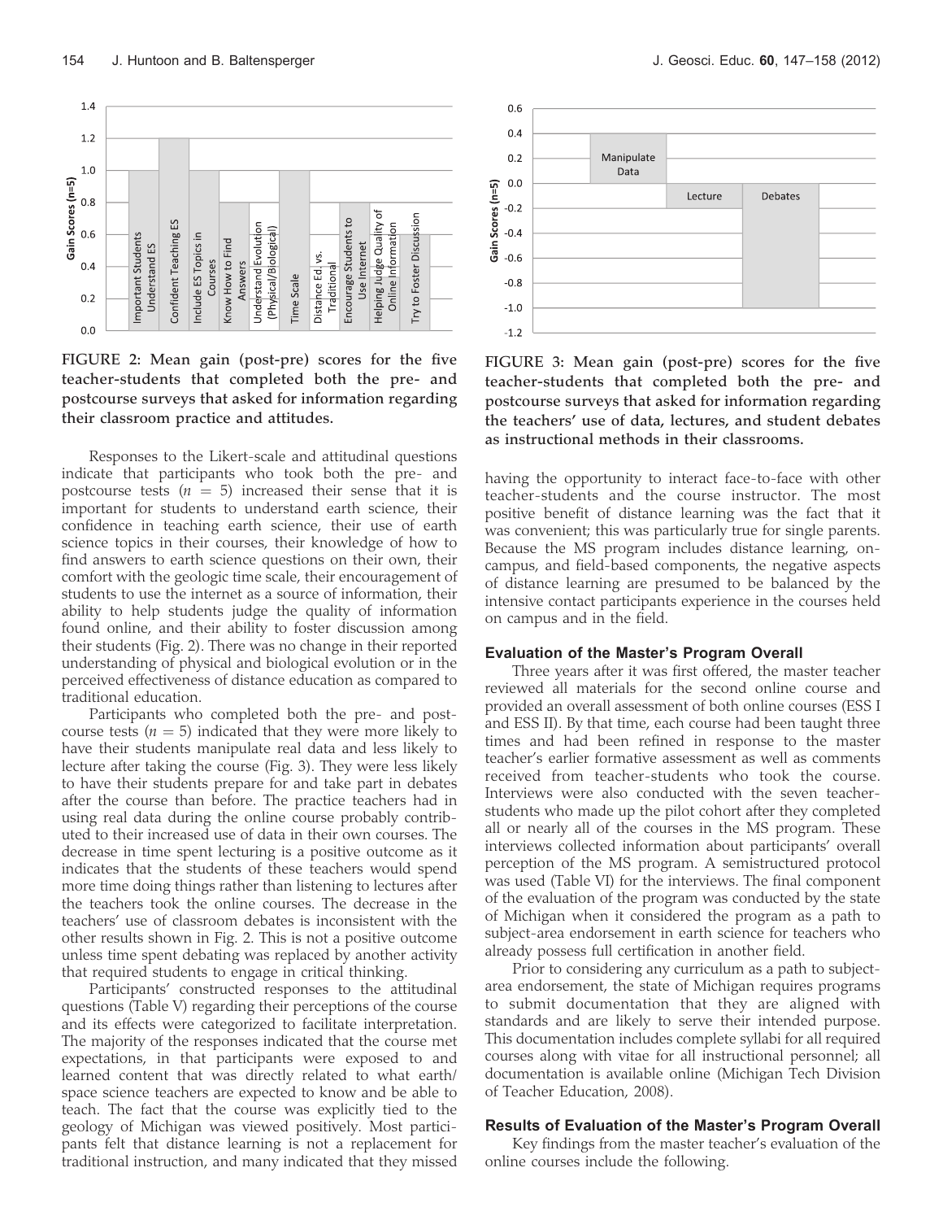FIGURE 2: Mean gain (post-pre) scores for the five teacher-students that completed both the pre- and postcourse surveys that asked for information regarding their classroom practice and attitudes.

FIGURE 3: Mean gain (post-pre) scores for the five teacher-students that completed both the pre- and postcourse surveys that asked for information regarding the teachers' use of data, lectures, and student debates as instructional methods in their classrooms.

Responses to the Likert-scale and attitudinal questions indicate that participants who took both the pre- and postcourse tests ($n$ = 5) increased their sense that it is important for students to understand earth science, their confidence in teaching earth science, their use of earth science topics in their courses, their knowledge of how to find answers to earth science questions on their own, their comfort with the geologic time scale, their encouragement of students to use the internet as a source of information, their ability to help students judge the quality of information found online, and their ability to foster discussion among their students (Fig. 2). There was no change in their reported understanding of physical and biological evolution or in the perceived effectiveness of distance education as compared to traditional education.

Participants who completed both the pre- and postcourse tests ($n$ = 5) indicated that they were more likely to have their students manipulate real data and less likely to lecture after taking the course (Fig. 3). They were less likely to have their students prepare for and take part in debates after the course than before. The practice teachers had in using real data during the online course probably contributed to their increased use of data in their own courses. The decrease in time spent lecturing is a positive outcome as it indicates that the students of these teachers would spend more time doing things rather than listening to lectures after the teachers took the online courses. The decrease in the teachers' use of classroom debates is inconsistent with the other results shown in Fig. 2. This is not a positive outcome unless time spent debating was replaced by another activity that required students to engage in critical thinking.

Participants' constructed responses to the attitudinal questions (Table V) regarding their perceptions of the course and its effects were categorized to facilitate interpretation. The majority of the responses indicated that the course met expectations, in that participants were exposed to and learned content that was directly related to what earth/space science teachers are expected to know and be able to teach. The fact that the course was explicitly tied to the geology of Michigan was viewed positively. Most participants felt that distance learning is not a replacement for traditional instruction, and many indicated that they missed having the opportunity to interact face-to-face with other teacher-students and the course instructor. The most positive benefit of distance learning was the fact that it was convenient; this was particularly true for single parents. Because the MS program includes distance learning, on-campus, and field-based components, the negative aspects of distance learning are presumed to be balanced by the intensive contact participants experience in the courses held on campus and in the field.

### Evaluation of the Master's Program Overall

Three years after it was first offered, the master teacher reviewed all materials for the second online course and provided an overall assessment of both online courses (ESS I and ESS II). By that time, each course had been taught three times and had been refined in response to the master teacher's earlier formative assessment as well as comments received from teacher-students who took the course. Interviews were also conducted with the seven teacher-students who made up the pilot cohort after they completed all or nearly all of the courses in the MS program. These interviews collected information about participants' overall perception of the MS program. A semistructured protocol was used (Table VI) for the interviews. The final component of the evaluation of the program was conducted by the state of Michigan when it considered the program as a path to subject-area endorsement in earth science for teachers who already possess full certification in another field.

Prior to considering any curriculum as a path to subject-area endorsement, the state of Michigan requires programs to submit documentation that they are aligned with standards and are likely to serve their intended purpose. This documentation includes complete syllabi for all required courses along with vitae for all instructional personnel; all documentation is available online (Michigan Tech Division of Teacher Education, 2008).

### Results of Evaluation of the Master's Program Overall

Key findings from the master teacher's evaluation of the online courses include the following.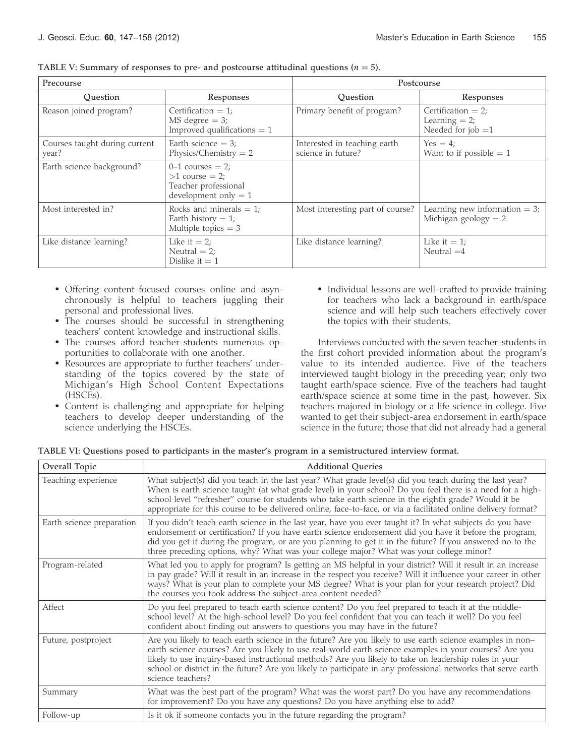TABLE V: Summary of responses to pre- and postcourse attitudinal questions ($n = 5$).

| Precourse | | Postcourse | |
|---|---|---|---|
| Question | Responses | Question | Responses |
| Reason joined program? | Certification = 1; MS degree = 3; Improved qualifications = 1 | Primary benefit of program? | Certification = 2; Learning = 2; Needed for job =1 |
| Courses taught during current year? | Earth science = 3; Physics/Chemistry = 2 | Interested in teaching earth science in future? | Yes = 4; Want to if possible = 1 |
| Earth science background? | 0–1 courses = 2; >1 course = 2; Teacher professional development only = 1 | | |
| Most interested in? | Rocks and minerals = 1; Earth history = 1; Multiple topics = 3 | Most interesting part of course? | Learning new information = 3; Michigan geology = 2 |
| Like distance learning? | Like it = 2; Neutral = 2; Dislike it = 1 | Like distance learning? | Like it = 1; Neutral =4 |

- Offering content-focused courses online and asynchronously is helpful to teachers juggling their personal and professional lives.
- The courses should be successful in strengthening teachers' content knowledge and instructional skills.
- The courses afford teacher-students numerous opportunities to collaborate with one another.
- Resources are appropriate to further teachers' understanding of the topics covered by the state of Michigan's High School Content Expectations (HSCEs).
- Content is challenging and appropriate for helping teachers to develop deeper understanding of the science underlying the HSCEs.
- Individual lessons are well-crafted to provide training for teachers who lack a background in earth/space science and will help such teachers effectively cover the topics with their students.

Interviews conducted with the seven teacher-students in the first cohort provided information about the program's value to its intended audience. Five of the teachers interviewed taught biology in the preceding year; only two taught earth/space science. Five of the teachers had taught earth/space science at some time in the past, however. Six teachers majored in biology or a life science in college. Five wanted to get their subject-area endorsement in earth/space science in the future; those that did not already had a general

TABLE VI: Questions posed to participants in the master's program in a semistructured interview format.

| Overall Topic | Additional Queries |
|---|---|
| Teaching experience | What subject(s) did you teach in the last year? What grade level(s) did you teach during the last year? When is earth science taught (at what grade level) in your school? Do you feel there is a need for a high-school level "refresher" course for students who take earth science in the eighth grade? Would it be appropriate for this course to be delivered online, face-to-face, or via a facilitated online delivery format? |
| Earth science preparation | If you didn't teach earth science in the last year, have you ever taught it? In what subjects do you have endorsement or certification? If you have earth science endorsement did you have it before the program, did you get it during the program, or are you planning to get it in the future? If you answered no to the three preceding options, why? What was your college major? What was your college minor? |
| Program-related | What led you to apply for program? Is getting an MS helpful in your district? Will it result in an increase in pay grade? Will it result in an increase in the respect you receive? Will it influence your career in other ways? What is your plan to complete your MS degree? What is your plan for your research project? Did the courses you took address the subject-area content needed? |
| Affect | Do you feel prepared to teach earth science content? Do you feel prepared to teach it at the middle-school level? At the high-school level? Do you feel confident that you can teach it well? Do you feel confident about finding out answers to questions you may have in the future? |
| Future, postproject | Are you likely to teach earth science in the future? Are you likely to use earth science examples in non–earth science courses? Are you likely to use real-world earth science examples in your courses? Are you likely to use inquiry-based instructional methods? Are you likely to take on leadership roles in your school or district in the future? Are you likely to participate in any professional networks that serve earth science teachers? |
| Summary | What was the best part of the program? What was the worst part? Do you have any recommendations for improvement? Do you have any questions? Do you have anything else to add? |
| Follow-up | Is it ok if someone contacts you in the future regarding the program? |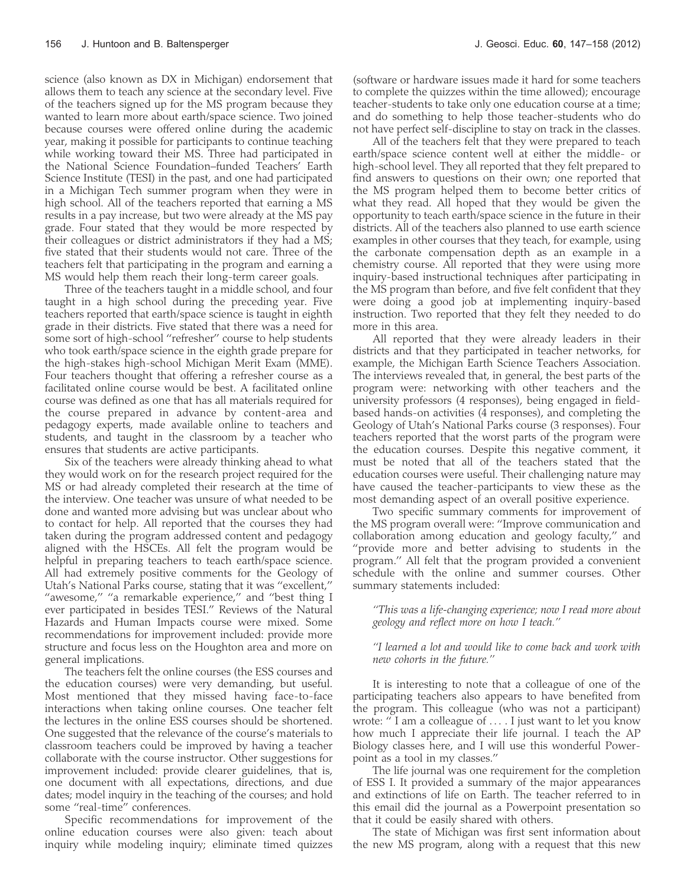science (also known as DX in Michigan) endorsement that allows them to teach any science at the secondary level. Five of the teachers signed up for the MS program because they wanted to learn more about earth/space science. Two joined because courses were offered online during the academic year, making it possible for participants to continue teaching while working toward their MS. Three had participated in the National Science Foundation–funded Teachers' Earth Science Institute (TESI) in the past, and one had participated in a Michigan Tech summer program when they were in high school. All of the teachers reported that earning a MS results in a pay increase, but two were already at the MS pay grade. Four stated that they would be more respected by their colleagues or district administrators if they had a MS; five stated that their students would not care. Three of the teachers felt that participating in the program and earning a MS would help them reach their long-term career goals.

Three of the teachers taught in a middle school, and four taught in a high school during the preceding year. Five teachers reported that earth/space science is taught in eighth grade in their districts. Five stated that there was a need for some sort of high-school "refresher" course to help students who took earth/space science in the eighth grade prepare for the high-stakes high-school Michigan Merit Exam (MME). Four teachers thought that offering a refresher course as a facilitated online course would be best. A facilitated online course was defined as one that has all materials required for the course prepared in advance by content-area and pedagogy experts, made available online to teachers and students, and taught in the classroom by a teacher who ensures that students are active participants.

Six of the teachers were already thinking ahead to what they would work on for the research project required for the MS or had already completed their research at the time of the interview. One teacher was unsure of what needed to be done and wanted more advising but was unclear about who to contact for help. All reported that the courses they had taken during the program addressed content and pedagogy aligned with the HSCEs. All felt the program would be helpful in preparing teachers to teach earth/space science. All had extremely positive comments for the Geology of Utah's National Parks course, stating that it was "excellent," "awesome," "a remarkable experience," and "best thing I ever participated in besides TESI." Reviews of the Natural Hazards and Human Impacts course were mixed. Some recommendations for improvement included: provide more structure and focus less on the Houghton area and more on general implications.

The teachers felt the online courses (the ESS courses and the education courses) were very demanding, but useful. Most mentioned that they missed having face-to-face interactions when taking online courses. One teacher felt the lectures in the online ESS courses should be shortened. One suggested that the relevance of the course's materials to classroom teachers could be improved by having a teacher collaborate with the course instructor. Other suggestions for improvement included: provide clearer guidelines, that is, one document with all expectations, directions, and due dates; model inquiry in the teaching of the courses; and hold some "real-time" conferences.

Specific recommendations for improvement of the online education courses were also given: teach about inquiry while modeling inquiry; eliminate timed quizzes (software or hardware issues made it hard for some teachers to complete the quizzes within the time allowed); encourage teacher-students to take only one education course at a time; and do something to help those teacher-students who do not have perfect self-discipline to stay on track in the classes.

All of the teachers felt that they were prepared to teach earth/space science content well at either the middle- or high-school level. They all reported that they felt prepared to find answers to questions on their own; one reported that the MS program helped them to become better critics of what they read. All hoped that they would be given the opportunity to teach earth/space science in the future in their districts. All of the teachers also planned to use earth science examples in other courses that they teach, for example, using the carbonate compensation depth as an example in a chemistry course. All reported that they were using more inquiry-based instructional techniques after participating in the MS program than before, and five felt confident that they were doing a good job at implementing inquiry-based instruction. Two reported that they felt they needed to do more in this area.

All reported that they were already leaders in their districts and that they participated in teacher networks, for example, the Michigan Earth Science Teachers Association. The interviews revealed that, in general, the best parts of the program were: networking with other teachers and the university professors (4 responses), being engaged in field-based hands-on activities (4 responses), and completing the Geology of Utah's National Parks course (3 responses). Four teachers reported that the worst parts of the program were the education courses. Despite this negative comment, it must be noted that all of the teachers stated that the education courses were useful. Their challenging nature may have caused the teacher-participants to view these as the most demanding aspect of an overall positive experience.

Two specific summary comments for improvement of the MS program overall were: "Improve communication and collaboration among education and geology faculty," and "provide more and better advising to students in the program." All felt that the program provided a convenient schedule with the online and summer courses. Other summary statements included:

> *"This was a life-changing experience; now I read more about geology and reflect more on how I teach."*

> *"I learned a lot and would like to come back and work with new cohorts in the future."*

It is interesting to note that a colleague of one of the participating teachers also appears to have benefited from the program. This colleague (who was not a participant) wrote: " I am a colleague of . . . . I just want to let you know how much I appreciate their life journal. I teach the AP Biology classes here, and I will use this wonderful Powerpoint as a tool in my classes."

The life journal was one requirement for the completion of ESS I. It provided a summary of the major appearances and extinctions of life on Earth. The teacher referred to in this email did the journal as a Powerpoint presentation so that it could be easily shared with others.

The state of Michigan was first sent information about the new MS program, along with a request that this new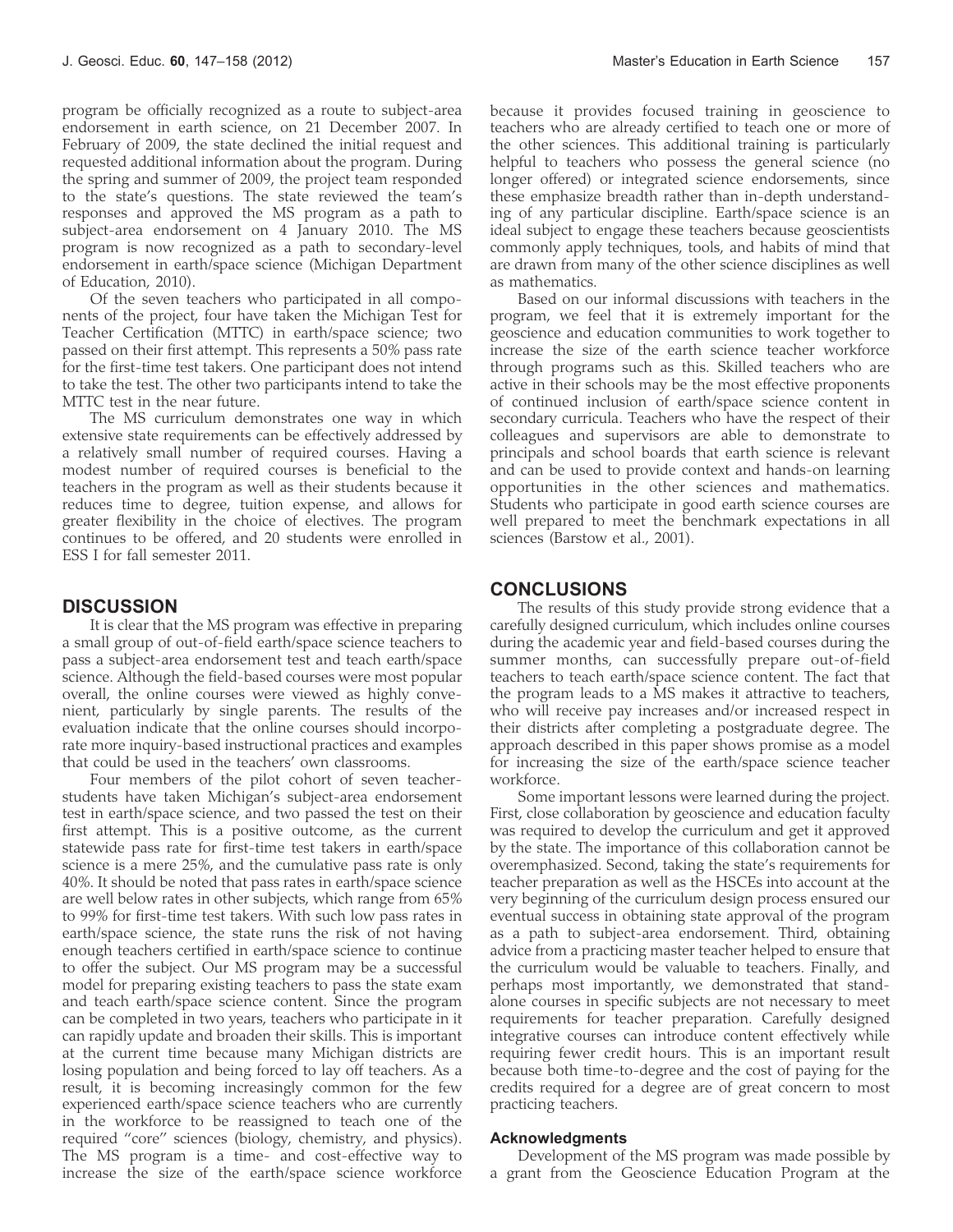program be officially recognized as a route to subject-area endorsement in earth science, on 21 December 2007. In February of 2009, the state declined the initial request and requested additional information about the program. During the spring and summer of 2009, the project team responded to the state's questions. The state reviewed the team's responses and approved the MS program as a path to subject-area endorsement on 4 January 2010. The MS program is now recognized as a path to secondary-level endorsement in earth/space science (Michigan Department of Education, 2010).

Of the seven teachers who participated in all components of the project, four have taken the Michigan Test for Teacher Certification (MTTC) in earth/space science; two passed on their first attempt. This represents a 50% pass rate for the first-time test takers. One participant does not intend to take the test. The other two participants intend to take the MTTC test in the near future.

The MS curriculum demonstrates one way in which extensive state requirements can be effectively addressed by a relatively small number of required courses. Having a modest number of required courses is beneficial to the teachers in the program as well as their students because it reduces time to degree, tuition expense, and allows for greater flexibility in the choice of electives. The program continues to be offered, and 20 students were enrolled in ESS I for fall semester 2011.

## DISCUSSION

It is clear that the MS program was effective in preparing a small group of out-of-field earth/space science teachers to pass a subject-area endorsement test and teach earth/space science. Although the field-based courses were most popular overall, the online courses were viewed as highly convenient, particularly by single parents. The results of the evaluation indicate that the online courses should incorporate more inquiry-based instructional practices and examples that could be used in the teachers' own classrooms.

Four members of the pilot cohort of seven teacher-students have taken Michigan's subject-area endorsement test in earth/space science, and two passed the test on their first attempt. This is a positive outcome, as the current statewide pass rate for first-time test takers in earth/space science is a mere 25%, and the cumulative pass rate is only 40%. It should be noted that pass rates in earth/space science are well below rates in other subjects, which range from 65% to 99% for first-time test takers. With such low pass rates in earth/space science, the state runs the risk of not having enough teachers certified in earth/space science to continue to offer the subject. Our MS program may be a successful model for preparing existing teachers to pass the state exam and teach earth/space science content. Since the program can be completed in two years, teachers who participate in it can rapidly update and broaden their skills. This is important at the current time because many Michigan districts are losing population and being forced to lay off teachers. As a result, it is becoming increasingly common for the few experienced earth/space science teachers who are currently in the workforce to be reassigned to teach one of the required "core" sciences (biology, chemistry, and physics). The MS program is a time- and cost-effective way to increase the size of the earth/space science workforce because it provides focused training in geoscience to teachers who are already certified to teach one or more of the other sciences. This additional training is particularly helpful to teachers who possess the general science (no longer offered) or integrated science endorsements, since these emphasize breadth rather than in-depth understanding of any particular discipline. Earth/space science is an ideal subject to engage these teachers because geoscientists commonly apply techniques, tools, and habits of mind that are drawn from many of the other science disciplines as well as mathematics.

Based on our informal discussions with teachers in the program, we feel that it is extremely important for the geoscience and education communities to work together to increase the size of the earth science teacher workforce through programs such as this. Skilled teachers who are active in their schools may be the most effective proponents of continued inclusion of earth/space science content in secondary curricula. Teachers who have the respect of their colleagues and supervisors are able to demonstrate to principals and school boards that earth science is relevant and can be used to provide context and hands-on learning opportunities in the other sciences and mathematics. Students who participate in good earth science courses are well prepared to meet the benchmark expectations in all sciences (Barstow et al., 2001).

## CONCLUSIONS

The results of this study provide strong evidence that a carefully designed curriculum, which includes online courses during the academic year and field-based courses during the summer months, can successfully prepare out-of-field teachers to teach earth/space science content. The fact that the program leads to a MS makes it attractive to teachers, who will receive pay increases and/or increased respect in their districts after completing a postgraduate degree. The approach described in this paper shows promise as a model for increasing the size of the earth/space science teacher workforce.

Some important lessons were learned during the project. First, close collaboration by geoscience and education faculty was required to develop the curriculum and get it approved by the state. The importance of this collaboration cannot be overemphasized. Second, taking the state's requirements for teacher preparation as well as the HSCEs into account at the very beginning of the curriculum design process ensured our eventual success in obtaining state approval of the program as a path to subject-area endorsement. Third, obtaining advice from a practicing master teacher helped to ensure that the curriculum would be valuable to teachers. Finally, and perhaps most importantly, we demonstrated that stand-alone courses in specific subjects are not necessary to meet requirements for teacher preparation. Carefully designed integrative courses can introduce content effectively while requiring fewer credit hours. This is an important result because both time-to-degree and the cost of paying for the credits required for a degree are of great concern to most practicing teachers.

### Acknowledgments

Development of the MS program was made possible by a grant from the Geoscience Education Program at the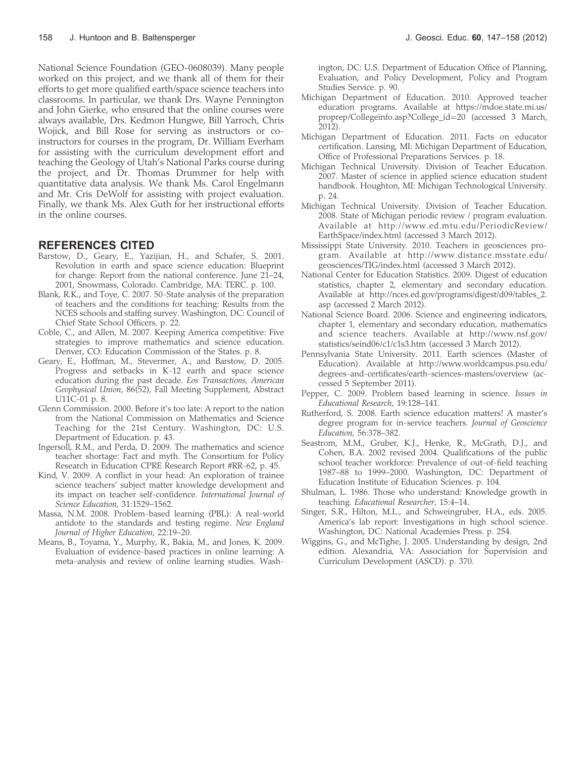National Science Foundation (GEO-0608039). Many people worked on this project, and we thank all of them for their efforts to get more qualified earth/space science teachers into classrooms. In particular, we thank Drs. Wayne Pennington and John Gierke, who ensured that the online courses were always available, Drs. Kedmon Hungwe, Bill Yarroch, Chris Wojick, and Bill Rose for serving as instructors or co-instructors for courses in the program, Dr. William Everham for assisting with the curriculum development effort and teaching the Geology of Utah's National Parks course during the project, and Dr. Thomas Drummer for help with quantitative data analysis. We thank Ms. Carol Engelmann and Mr. Cris DeWolf for assisting with project evaluation. Finally, we thank Ms. Alex Guth for her instructional efforts in the online courses.

## REFERENCES CITED

Barstow, D., Geary, E., Yazijian, H., and Schafer, S. 2001. Revolution in earth and space science education: Blueprint for change: Report from the national conference. June 21–24, 2001, Snowmass, Colorado. Cambridge, MA: TERC. p. 100.

Blank, R.K., and Toye, C. 2007. 50-State analysis of the preparation of teachers and the conditions for teaching: Results from the NCES schools and staffing survey. Washington, DC: Council of Chief State School Officers. p. 22.

Coble, C., and Allen, M. 2007. Keeping America competitive: Five strategies to improve mathematics and science education. Denver, CO: Education Commission of the States. p. 8.

Geary, E., Hoffman, M., Stevermer, A., and Barstow, D. 2005. Progress and setbacks in K-12 earth and space science education during the past decade. *Eos Transactions, American Geophysical Union*, 86(52), Fall Meeting Supplement, Abstract U11C-01 p. 8.

Glenn Commission. 2000. Before it's too late: A report to the nation from the National Commission on Mathematics and Science Teaching for the 21st Century. Washington, DC: U.S. Department of Education. p. 43.

Ingersoll, R.M., and Perda, D. 2009. The mathematics and science teacher shortage: Fact and myth. The Consortium for Policy Research in Education CPRE Research Report #RR-62, p. 45.

Kind, V. 2009. A conflict in your head: An exploration of trainee science teachers' subject matter knowledge development and its impact on teacher self-confidence. *International Journal of Science Education*, 31:1529–1562.

Massa, N.M. 2008. Problem-based learning (PBL): A real-world antidote to the standards and testing regime. *New England Journal of Higher Education*, 22:19–20.

Means, B., Toyama, Y., Murphy, R., Bakia, M., and Jones, K. 2009. Evaluation of evidence-based practices in online learning: A meta-analysis and review of online learning studies. Washington, DC: U.S. Department of Education Office of Planning, Evaluation, and Policy Development, Policy and Program Studies Service. p. 90.

Michigan Department of Education. 2010. Approved teacher education programs. Available at https://mdoe.state.mi.us/proprep/Collegeinfo.asp?College_id=20 (accessed 3 March, 2012).

Michigan Department of Education. 2011. Facts on educator certification. Lansing, MI: Michigan Department of Education, Office of Professional Preparations Services. p. 18.

Michigan Technical University. Division of Teacher Education. 2007. Master of science in applied science education student handbook. Houghton, MI: Michigan Technological University. p. 24.

Michigan Technical University. Division of Teacher Education. 2008. State of Michigan periodic review / program evaluation. Available at http://www.ed.mtu.edu/PeriodicReview/EarthSpace/index.html (accessed 3 March 2012).

Mississippi State University. 2010. Teachers in geosciences program. Available at http://www.distance.msstate.edu/geosciences/TIG/index.html (accessed 3 March 2012).

National Center for Education Statistics. 2009. Digest of education statistics, chapter 2, elementary and secondary education. Available at http://nces.ed.gov/programs/digest/d09/tables_2.asp (accessed 2 March 2012).

National Science Board. 2006. Science and engineering indicators, chapter 1, elementary and secondary education, mathematics and science teachers. Available at http://www.nsf.gov/statistics/seind06/c1/c1s3.htm (accessed 3 March 2012).

Pennsylvania State University. 2011. Earth sciences (Master of Education). Available at http://www.worldcampus.psu.edu/degrees-and-certificates/earth-sciences-masters/overview (accessed 5 September 2011).

Pepper, C. 2009. Problem based learning in science. *Issues in Educational Research*, 19:128–141.

Rutherford, S. 2008. Earth science education matters! A master's degree program for in-service teachers. *Journal of Geoscience Education*, 56:378–382.

Seastrom, M.M., Gruber, K.J., Henke, R., McGrath, D.J., and Cohen, B.A. 2002 revised 2004. Qualifications of the public school teacher workforce: Prevalence of out-of-field teaching 1987–88 to 1999–2000. Washington, DC: Department of Education Institute of Education Sciences. p. 104.

Shulman, L. 1986. Those who understand: Knowledge growth in teaching. *Educational Researcher*, 15:4–14.

Singer, S.R., Hilton, M.L., and Schweingruber, H.A., eds. 2005. America's lab report: Investigations in high school science. Washington, DC: National Academies Press. p. 254.

Wiggins, G., and McTighe, J. 2005. Understanding by design, 2nd edition. Alexandria, VA: Association for Supervision and Curriculum Development (ASCD). p. 370.